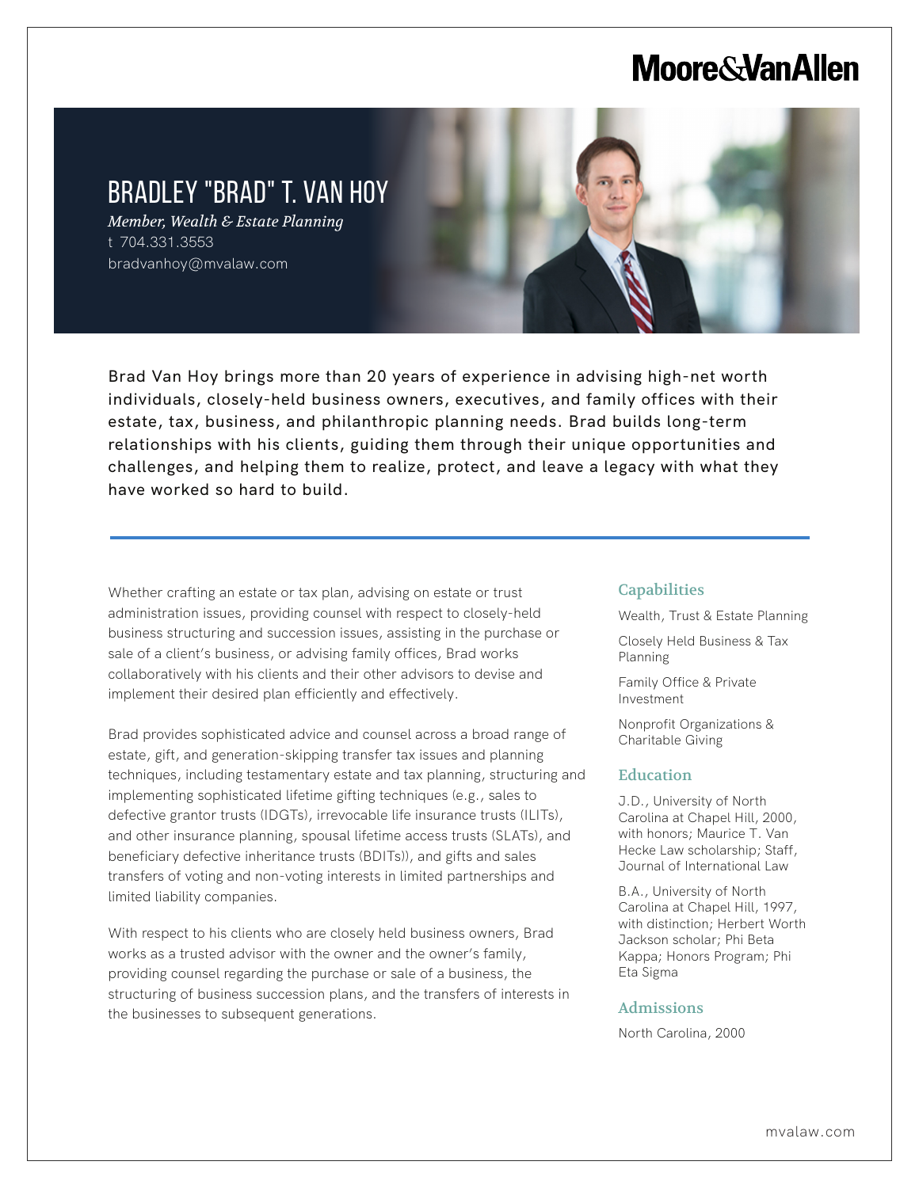Moore&VanAllen

# BRADLEY "BRAD" T. VAN HOY

*Member, Wealth & Estate Planning*

t 704.331.3553

bradvanhoy@mvalaw.com

Brad Van Hoy brings more than 20 years of experience in advising high-net worth individuals, closely-held business owners, executives, and family offices with their estate, tax, business, and philanthropic planning needs. Brad builds long-term relationships with his clients, guiding them through their unique opportunities and challenges, and helping them to realize, protect, and leave a legacy with what they have worked so hard to build.

---

Whether crafting an estate or tax plan, advising on estate or trust administration issues, providing counsel with respect to closely-held business structuring and succession issues, assisting in the purchase or sale of a client's business, or advising family offices, Brad works collaboratively with his clients and their other advisors to devise and implement their desired plan efficiently and effectively.

Brad provides sophisticated advice and counsel across a broad range of estate, gift, and generation-skipping transfer tax issues and planning techniques, including testamentary estate and tax planning, structuring and implementing sophisticated lifetime gifting techniques (e.g., sales to defective grantor trusts (IDGTs), irrevocable life insurance trusts (ILITs), and other insurance planning, spousal lifetime access trusts (SLATs), and beneficiary defective inheritance trusts (BDITs)), and gifts and sales transfers of voting and non-voting interests in limited partnerships and limited liability companies.

With respect to his clients who are closely held business owners, Brad works as a trusted advisor with the owner and the owner's family, providing counsel regarding the purchase or sale of a business, the structuring of business succession plans, and the transfers of interests in the businesses to subsequent generations.

## Capabilities

Wealth, Trust & Estate Planning

Closely Held Business & Tax Planning

Family Office & Private Investment

Nonprofit Organizations & Charitable Giving

## Education

J.D., University of North Carolina at Chapel Hill, 2000, with honors; Maurice T. Van Hecke Law scholarship; Staff, Journal of International Law

B.A., University of North Carolina at Chapel Hill, 1997, with distinction; Herbert Worth Jackson scholar; Phi Beta Kappa; Honors Program; Phi Eta Sigma

## Admissions

North Carolina, 2000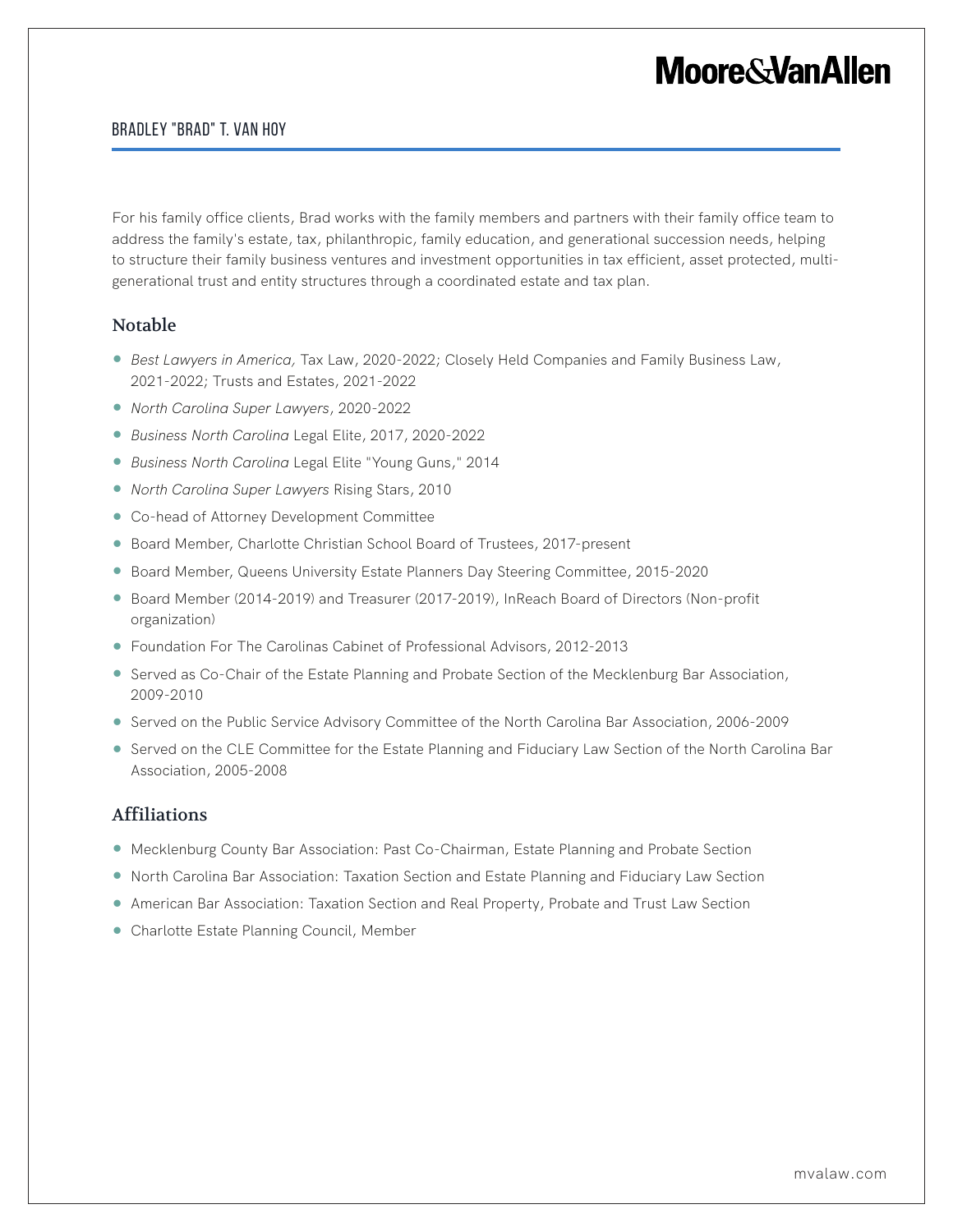For his family office clients, Brad works with the family members and partners with their family office team to address the family's estate, tax, philanthropic, family education, and generational succession needs, helping to structure their family business ventures and investment opportunities in tax efficient, asset protected, multi-generational trust and entity structures through a coordinated estate and tax plan.

## Notable

- *Best Lawyers in America,* Tax Law, 2020-2022; Closely Held Companies and Family Business Law, 2021-2022; Trusts and Estates, 2021-2022
- *North Carolina Super Lawyers*, 2020-2022
- *Business North Carolina* Legal Elite, 2017, 2020-2022
- *Business North Carolina* Legal Elite "Young Guns," 2014
- *North Carolina Super Lawyers* Rising Stars, 2010
- Co-head of Attorney Development Committee
- Board Member, Charlotte Christian School Board of Trustees, 2017-present
- Board Member, Queens University Estate Planners Day Steering Committee, 2015-2020
- Board Member (2014-2019) and Treasurer (2017-2019), InReach Board of Directors (Non-profit organization)
- Foundation For The Carolinas Cabinet of Professional Advisors, 2012-2013
- Served as Co-Chair of the Estate Planning and Probate Section of the Mecklenburg Bar Association, 2009-2010
- Served on the Public Service Advisory Committee of the North Carolina Bar Association, 2006-2009
- Served on the CLE Committee for the Estate Planning and Fiduciary Law Section of the North Carolina Bar Association, 2005-2008

## Affiliations

- Mecklenburg County Bar Association: Past Co-Chairman, Estate Planning and Probate Section
- North Carolina Bar Association: Taxation Section and Estate Planning and Fiduciary Law Section
- American Bar Association: Taxation Section and Real Property, Probate and Trust Law Section
- Charlotte Estate Planning Council, Member